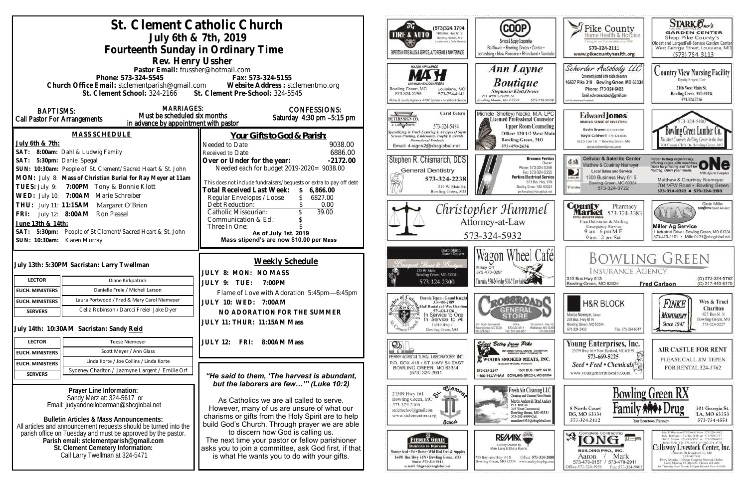# St. Clement Catholic Church

## July 6th & 7th, 2019

## Fourteenth Sunday in Ordinary Time

### Rev. Henry Ussher

Pastor Email: frussher@hotmail.com

Phone: 573-324-5545 Fax: 573-324-5155

Church Office Email: stclementparish@gmail.com Website Address : stclementmo.org

St. Clement School: 324-2166 St. Clement Pre-School: 324-5545

**BAPTISMS:** Call Pastor For Arrangements

**MARRIAGES:** Must be scheduled six months in advance by appointment with pastor

**CONFESSIONS:** Saturday 4:30 pm –5:15 pm

### MASS SCHEDULE

**July 6th & 7th:**

**SAT: 8:00am:** Dahl & Ludwig Family

**SAT: 5:30pm:** Daniel Spegal

**SUN: 10:30am:** People of St. Clement/Sacred Heart & St. John

**MON:** July 8: **Mass of Christian Burial for Ray Meyer at 11am**

**TUES:** July 9: **7:00PM** Tony & Bonnie Klott

**WED:** July 10: **7:00AM** Marie Schreiber

**THU:** July 11: **11:15AM** Margaret O'Brien

**FRI:** July 12: **8:00AM** Ron Peasel

**June 13th & 14th:**

**SAT: 5:30pm:** People of St Clement/Sacred Heart & St. John

**SUN: 10:30am:** Karen Murray

### Your Gifts to God & Parish:

| | |
|---|---|
| Needed to Date | 9038.00 |
| Received to Date | 6886.00 |
| **Over or Under for the year:** | **-2172.00** |

Needed each for budget 2019-2020= 9038.00

This does not include fundraisers/bequests or extra to pay off debt

| | |
|---|---|
| **Total Received Last Week:** | **$ 6,866.00** |
| Regular Envelopes / Loose | $ 6827.00 |
| Debt Reduction: | $ 0.00 |
| Catholic Missourian: | $ 39.00 |
| Communication & Ed.: | $ |
| Three In One: | $ |

As of July 1st, 2019

**Mass stipend's are now $10.00 per Mass**

**July 13th: 5:30PM Sacristan: Larry Twellman**

| | |
|---|---|
| LECTOR | Diane Kirkpatrick |
| EUCH. MINISTERS | Danielle Freie / Michell Larson |
| EUCH. MINISTERS | Laura Portwood / Fred & Mary Carol Niemeyer |
| SERVERS | Celia Robinson / Darcci Freie/ Jake Dyer |

**July 14th: 10:30AM Sacristan: Sandy Reid**

| | |
|---|---|
| LECTOR | Teese Niemeyer |
| EUCH. MINISTERS | Scott Meyer / Ann Glass |
| EUCH. MINISTERS | Linda Korte / Joe Collins / Linda Korte |
| SERVERS | Sydeney Charlton / Jazmyne Largent / Emilie Orf |

### Weekly Schedule

**JULY 8: MON: NO MASS**

**JULY 9: TUE: 7:00PM**

Flame of Love with Adoration 5:45pm—6:45pm

**JULY 10: WED: 7:00AM**

**NO ADORATION FOR THE SUMMER**

**JULY 11: THUR: 11:15AM Mass**

**JULY 12: FRI: 8:00AM Mass**

**Prayer Line Information:**

Sandy Merz at: 324-5617 or

Email: judyandneiloberman@sbcglobal.net

**Bulletin Articles & Mass Announcements:**

All articles and announcement requests should be turned into the parish office on Tuesday and must be approved by the pastor.

**Parish email: stclementparish@gmail.com**

**St. Clement Cemetery Information:**

Call Larry Twellman at 324-5471

***"He said to them, 'The harvest is abundant, but the laborers are few…'" (Luke 10:2)***

As Catholics we are all called to serve. However, many of us are unsure of what our charisms or gifts from the Holy Spirit are to help build God's Church. Through prayer we are able to discern how God is calling us. The next time your pastor or fellow parishioner asks you to join a committee, ask God first, if that is what He wants you to do with your gifts.

---

TG Tire & Auto — (573)324-3704, 1400 Bus. Hwy 61 S., Bowling Green, MO (Located next to Dollar General). Experts in tire sales & service, auto repair & maintenance

COOP Service & Supply Cooperative — Bellflower • Bowling Green • Center • Jonesburg • New Florence • Rhineland • Vandalia

Pike County Home Health & Hospice — Caring for our Communities since 1969 — 573-324-2111 — www.pikecountyhealth.org

Stark Bro's Garden Center — Shop Pike County's Oldest and Largest Full-Service Garden Center — West Georgia Street, Louisiana, MO — (573) 754-3113

Major Appliance MASH Service Headquarters — Bowling Green, MO 573-324-2259 — Louisiana, MO 573-754-4141 — Kitchen & Laundry Appliance • HVAC Systems • Installation & Service

Ann Layne Boutique — Stephanie Klott, Owner — 211 West Church St. Bowling Green, Mo 63334 — 573-719-9108

Scherder Autobody LLC — Conveniently located in the middle of nowhere — 16637 Pike 318 Bowling Green, MO 63334 — Phone: 573-324-6023 — Email: scherderautobody@gmail.com

Country View Nursing Facility — Dignity, Respect, Care — 2106 West Main St. Bowling Green, MO 63334 — 573-324-2216

Carol Deters — Deters Sign Co. — 573-324-5484 — Specializing in Truck Lettering & All types of Signs, Screen Printing, Embroidery, Trophy & Awards, Promotional Products — Email: d-signs2@sbcglobal.net

Michele (Shelley) Nacke, M.A. LPC — Licensed Professional Counselor — Upper Room Counseling — Office: 120 1/2 West Main, Bowling Green, MO — 573-470-2656

Edward Jones — Making Sense of Investing — Kevin Brown 573-324-6604 — Kayla Caldwell 573-324-6604 — 822 S Court St • Bowling Green, MO — www.edwardjones.com

Bowling Green Lumber Co. — 573-324-5400 — The Most Complete Building Center in the Area — 700 Champ Clark Dr. Bowling Green, MO

Stephen R. Chismarich, DDS — General Dentistry — 573-324-2238 — 310 W. Main St. Bowling Green, MO

Brennen Perkins, Owner — Perkins Electrical Service — Phone: 573-324-5366 — Fax: 573-324-5355 — 819 Bus. Hwy. 61N, Bowling Green, MO 63334 — perkinselec@sbcglobal.net

dish — Cellular & Satellite Center — Matthew & Courtney Niemeyer — Local Sales and Service — 1300 Business Hwy 61 S. Bowling Green, MO 63334 — 573-324-3722

ONE — Indoor batting cage facility offering cages with machines, times for pitching and turf for fielding. Open year round. — Matthew & Courtney Niemeyer — 704 VFW Road • Bowling Green — 573-324-8282 • 573-324-2193

Christopher Hummel — Attorney-at-Law — 573-324-5932

County Market Pharmacy — 573-324-3383 — Free Deliveries & Mailing — Emergency Service — 9 am - 6 pm M-F — 9 am - 2 pm Sat

Miller Ag Service — Cete Miller, Syngenta Seed Advisor — 1 Industrial Drive • Bowling Green, MO 63334 — 573-470-0101 • Miller0121@sbcglobal.net

Barb Shinn, Owner/Designer — Bouquet Floral & Boutique — 120 W. Main, Bowling Green, MO 63334 — 573.324.2300

Wagon Wheel Café — Missy Orf — 573-470-0291 — Thursday 5:30-2; Friday 5:30-2; Cow Sales

Bowling Green Insurance Agency — 310 Bus Hwy 61S, Bowling Green, MO 63334 — Fred Carlson — (O) 573-324-5762 (C) 217-440-6170

Knights of Columbus — Donnie Tepen - Grand Knight 314-486-2989 — Hall Rental call Wes Charlton 573-424-1126 — In Service to One, In Service to All — 14516 Hwy J, Bowling Green, MO

Crossroads General Store — 1001 South Business 61, Bowling Green, MO 63334 — Office 573-324-6811 — 110 Johnson - Hwy 161, Middletown, MO 63359 — Fax: 573-324-6811

H&R Block — Monica Niemeyer, Owner — 206 Bus. Hwy 61 N, Bowling Green, MO 63334 — 573-324-3402 — Fax: 573-324-5047

Finke Monument — Since 1947 — Wes & Traci Charlton — 825 Bus 61 N, Bowling Green, MO — 573-324-5227

Perry Agricultural Laboratory Inc. — P.O. Box 418 • St. Hwy 54 East, Bowling Green, MO 63334 — (573) 324-2931

Sweet Betsy from Pike — International Grand Champion Smoked Meat Products — Woods Smoked Meats, Inc. — Edward Woods, President — 573-324-2247 — 1501 Bus. Hwy. 54 W. — 1-800-I-LUV-HAM — Bowling Green, MO 63334

Young Enterprises, Inc. — 25759 Hwy 161 • New Hartford, MO 63359 — 573-669-5225 — Seed • Feed • Chemicals — www.youngenterprisesinc.com

Air Castle for Rent — Please call Jim Tepen for rental 324-3762

St. Clement School — 21509 Hwy 161, Bowling Green, MO — 573-324-2166 — stcschool@gmail.com — www.stclementmo.org

Fresh Air Cleaning LLC — Cleaning and Custom Floor Finish — Martin Anders & Brad Anders — P.O. Box 44, 315 West Centennial, Bowling Green, MO 63334 — 573-592-9899 Cell — manders4036@sbcglobal.net

Bowling Green RX Family Drug — 8 North Court, BG, MO 63334 — 573-324-2112 — Your Hometown Pharmacy — 301 Georgia St. LA, MO 63353 — 573-754-4551

Feeders Grain — Backyard to Barnyard — Pioneer Seed • Pet • Horse • Wild Bird Feed & Supplies — 16491 Bus Hwy 61N • Bowling Green, MO — Store: 573-324-5411 — e-mail: fdsgrn@sbcglobal.net

RE/MAX — Locally Owned by Mark Long & Elisha Koenig — 730 Business Hwy. 61 S, Bowling Green, MO 63334 — Office: 573-324-2800 — www.realtyshopbg.com

Long Building Pro, Inc. — Complete Contracting — Aaron 573-470-0157 / Mark 573-470-2911 — Office: 573-324-5958 — Fax: 573-324-9802

Callaway Livestock Center, Inc. — Interstate 70, Kingdom City, MO — 573-642-7486 — Every Monday 10:00am Slaughter Steers & Heifers — Every Monday 12:30pm All Classes of Cattle — 1st Thursday Each Month 6:00pm Special Cow & Bulls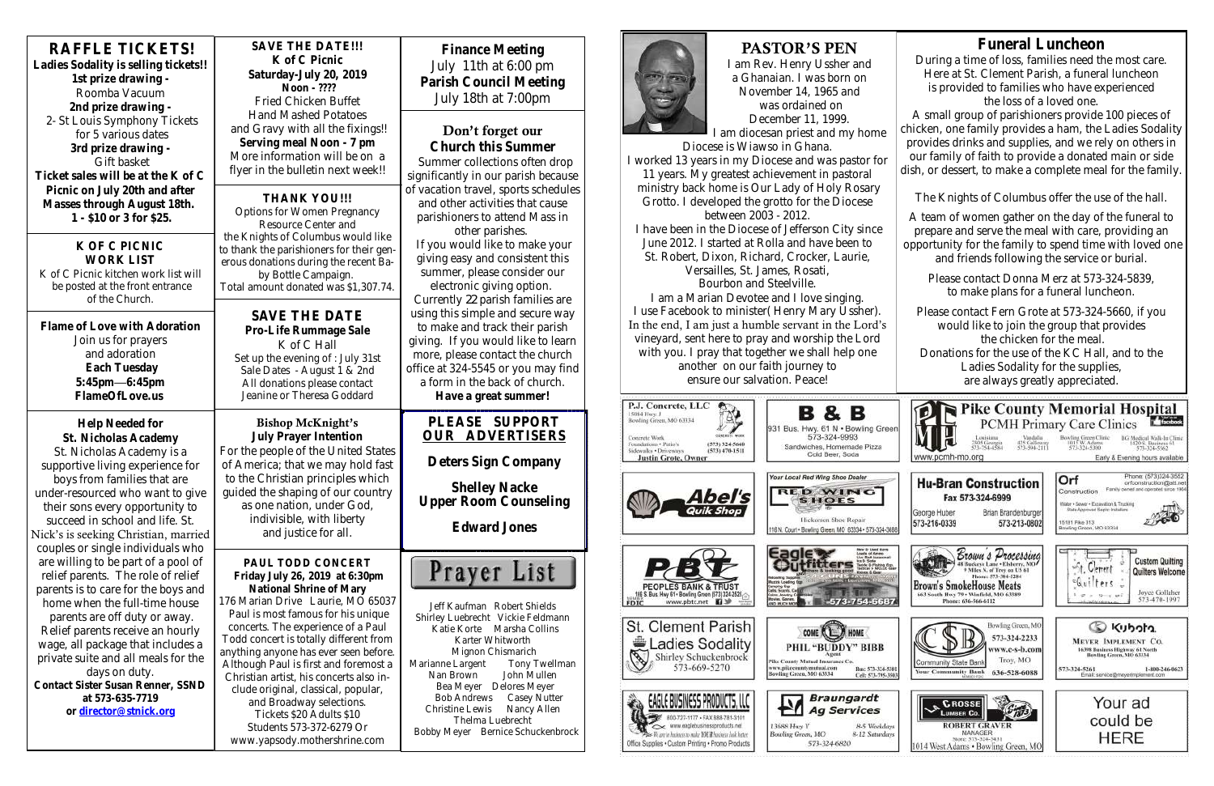## RAFFLE TICKETS!

**Ladies Sodality is selling tickets!!**

**1st prize drawing -** Roomba Vacuum

**2nd prize drawing -** 2- St Louis Symphony Tickets for 5 various dates

**3rd prize drawing -** Gift basket

**Ticket sales will be at the K of C Picnic on July 20th and after Masses through August 18th.**

**1 - $10 or 3 for $25.**

### K OF C PICNIC WORK LIST

K of C Picnic kitchen work list will be posted at the front entrance of the Church.

### Flame of Love with Adoration

Join us for prayers and adoration

**Each Tuesday**

**5:45pm—6:45pm**

**FlameOfLove.us**

### Help Needed for St. Nicholas Academy

St. Nicholas Academy is a supportive living experience for boys from families that are under-resourced who want to give their sons every opportunity to succeed in school and life. St. Nick's is seeking Christian, married couples or single individuals who are willing to be part of a pool of relief parents. The role of relief parents is to care for the boys and home when the full-time house parents are off duty or away. Relief parents receive an hourly wage, all package that includes a private suite and all meals for the days on duty.

**Contact Sister Susan Renner, SSND at 573-635-7719 or director@stnick.org**

### SAVE THE DATE!!!

**K of C Picnic**

**Saturday-July 20, 2019**

**Noon - ????**

Fried Chicken Buffet

Hand Mashed Potatoes and Gravy with all the fixings!!

**Serving meal Noon - 7 pm**

More information will be on a flyer in the bulletin next week!!

### THANK YOU!!!

Options for Women Pregnancy Resource Center and the Knights of Columbus would like to thank the parishioners for their generous donations during the recent Baby Bottle Campaign. Total amount donated was $1,307.74.

### SAVE THE DATE

**Pro-Life Rummage Sale**

K of C Hall

Set up the evening of : July 31st

Sale Dates - August 1 & 2nd

All donations please contact Jeanine or Theresa Goddard

### Bishop McKnight's July Prayer Intention

For the people of the United States of America; that we may hold fast to the Christian principles which guided the shaping of our country as one nation, under God, indivisible, with liberty and justice for all.

### PAUL TODD CONCERT

**Friday July 26, 2019 at 6:30pm**

**National Shrine of Mary**

176 Marian Drive Laurie, MO 65037

Paul is most famous for his unique concerts. The experience of a Paul Todd concert is totally different from anything anyone has ever seen before. Although Paul is first and foremost a Christian artist, his concerts also include original, classical, popular, and Broadway selections.

Tickets $20 Adults $10 Students 573-372-6279 Or www.yapsody.mothershrine.com

### Finance Meeting

July 11th at 6:00 pm

**Parish Council Meeting**

July 18th at 7:00pm

### Don't forget our Church this Summer

Summer collections often drop significantly in our parish because of vacation travel, sports schedules and other activities that cause parishioners to attend Mass in other parishes.

If you would like to make your giving easy and consistent this summer, please consider our electronic giving option. Currently 22 parish families are using this simple and secure way to make and track their parish giving. If you would like to learn more, please contact the church office at 324-5545 or you may find a form in the back of church.

**Have a great summer!**

### PLEASE SUPPORT OUR ADVERTISERS

**Deters Sign Company**

**Shelley Nacke Upper Room Counseling**

**Edward Jones**

### Prayer List

Jeff Kaufman Robert Shields
Shirley Luebrecht Vickie Feldmann
Katie Korte Marsha Collins
Karter Whitworth
Mignon Chismarich
Marianne Largent Tony Twellman
Nan Brown John Mullen
Bea Meyer Delores Meyer
Bob Andrews Casey Nutter
Christine Lewis Nancy Allen
Thelma Luebrecht
Bobby Meyer Bernice Schuckenbrock

## PASTOR'S PEN

I am Rev. Henry Ussher and a Ghanaian. I was born on November 14, 1965 and was ordained on December 11, 1999. I am diocesan priest and my home Diocese is Wiawso in Ghana. I worked 13 years in my Diocese and was pastor for 11 years. My greatest achievement in pastoral ministry back home is Our Lady of Holy Rosary Grotto. I developed the grotto for the Diocese between 2003 - 2012.

I have been in the Diocese of Jefferson City since June 2012. I started at Rolla and have been to St. Robert, Dixon, Richard, Crocker, Laurie, Versailles, St. James, Rosati, Bourbon and Steelville.

I am a Marian Devotee and I love singing. I use Facebook to minister( Henry Mary Ussher). In the end, I am just a humble servant in the Lord's vineyard, sent here to pray and worship the Lord with you. I pray that together we shall help one another on our faith journey to ensure our salvation. Peace!

## Funeral Luncheon

During a time of loss, families need the most care. Here at St. Clement Parish, a funeral luncheon is provided to families who have experienced the loss of a loved one.

A small group of parishioners provide 100 pieces of chicken, one family provides a ham, the Ladies Sodality provides drinks and supplies, and we rely on others in our family of faith to provide a donated main or side dish, or dessert, to make a complete meal for the family.

The Knights of Columbus offer the use of the hall.

A team of women gather on the day of the funeral to prepare and serve the meal with care, providing an opportunity for the family to spend time with loved one and friends following the service or burial.

Please contact Donna Merz at 573-324-5839, to make plans for a funeral luncheon.

Please contact Fern Grote at 573-324-5660, if you would like to join the group that provides the chicken for the meal.

Donations for the use of the KC Hall, and to the Ladies Sodality for the supplies, are always greatly appreciated.

P.J. Concrete, LLC — 15084 Hwy. J, Bowling Green, MO 63334 — Concrete Work, Foundations • Patio's, Sidewalks • Driveways — (573) 324-5660, (573) 470-1511 — Justin Grote, Owner

B & B — 931 Bus. Hwy. 61 N • Bowling Green — 573-324-9993 — Sandwiches, Homemade Pizza, Cold Beer, Soda

Pike County Memorial Hospital — PCMH Primary Care Clinics — www.pcmh-mo.org — Early & Evening hours available

Abel's Quik Shop

Your Local Red Wing Shoe Dealer — Red Wing Shoes — Hickerson Shoe Repair — 116 N. Court • Bowling Green, MO 63334 • 573-324-3088

Hu-Bran Construction — Fax 573-324-6999 — George Huber 573-216-0339 — Brian Brandenburger 573-213-0802

Orf Construction — Phone: (573)324-3552 — Family owned and operated since 1964 — Water • Sewer • Excavation & Trucking — 15181 Pike 313, Bowling Green, MO 63334

PBT Peoples Bank & Trust — 116 S. Bus. Hwy 61 • Bowling Green (573) 324-2525 — www.pbtc.net — Member FDIC

Eagle Outfitters — 573-754-6687

Brown's Processing — 48 Buckeye Lane • Elsberry, MO — Brown's SmokeHouse Meats — 663 South Hwy 79 • Winfield, MO 63389 — Phone: 636-566-6112

St. Clement Quilters — Custom Quilting, Quilters Welcome — Joyce Gollaher 573-470-1997

St. Clement Parish Ladies Sodality — Shirley Schuckenbrock 573-669-5270

Phil "Buddy" Bibb, Agent — Pike County Mutual Insurance Co. — www.pikecountymutual.com — Bowling Green, MO 63334 — Bus: 573-324-5301 — Cell: 573-795-3903

Community State Bank — Bowling Green, MO 573-324-2233 — www.c-s-b.com — Troy, MO 636-528-6088 — Your Community Bank

Kubota — Meyer Implement Co. — 16398 Business Highway 61 North, Bowling Green, MO 63334 — 573-324-5261 — 1-800-246-0623 — Email: service@meyerimplement.com

Eagle Business Products, LLC — 800-727-1177 • Fax 888-781-3101 — www.eaglebusinessproducts.net — Office Supplies • Custom Printing • Promo Products

Braungardt Ag Services — 13688 Hwy Y, Bowling Green, MO — 573-324-6820 — 8-5 Weekdays, 8-12 Saturdays

Crosse Lumber Co. — Robert Graver, Manager — 1014 West Adams • Bowling Green, MO

Your ad could be HERE